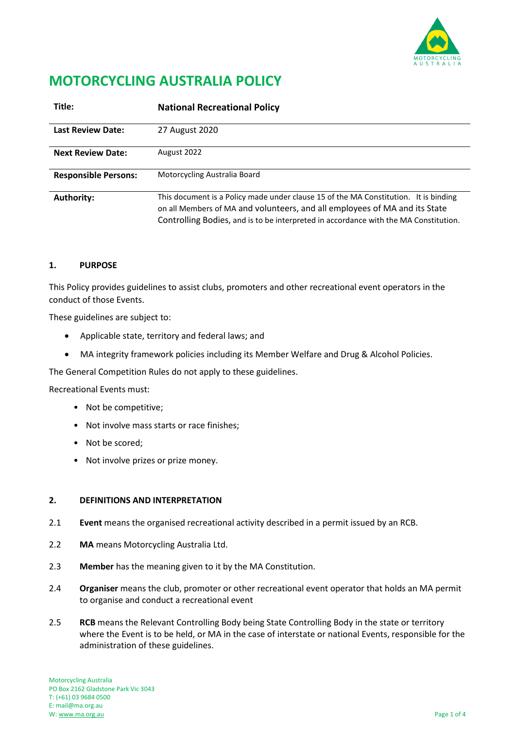# MOTORCYCLING AUSTRALIA POLICY

| | |
|---|---|
| **Title:** | **National Recreational Policy** |
| **Last Review Date:** | 27 August 2020 |
| **Next Review Date:** | August 2022 |
| **Responsible Persons:** | Motorcycling Australia Board |
| **Authority:** | This document is a Policy made under clause 15 of the MA Constitution. It is binding on all Members of MA and volunteers, and all employees of MA and its State Controlling Bodies, and is to be interpreted in accordance with the MA Constitution. |

## 1. PURPOSE

This Policy provides guidelines to assist clubs, promoters and other recreational event operators in the conduct of those Events.

These guidelines are subject to:

- Applicable state, territory and federal laws; and
- MA integrity framework policies including its Member Welfare and Drug & Alcohol Policies.

The General Competition Rules do not apply to these guidelines.

Recreational Events must:

- Not be competitive;
- Not involve mass starts or race finishes;
- Not be scored;
- Not involve prizes or prize money.

## 2. DEFINITIONS AND INTERPRETATION

2.1 **Event** means the organised recreational activity described in a permit issued by an RCB.

2.2 **MA** means Motorcycling Australia Ltd.

2.3 **Member** has the meaning given to it by the MA Constitution.

2.4 **Organiser** means the club, promoter or other recreational event operator that holds an MA permit to organise and conduct a recreational event

2.5 **RCB** means the Relevant Controlling Body being State Controlling Body in the state or territory where the Event is to be held, or MA in the case of interstate or national Events, responsible for the administration of these guidelines.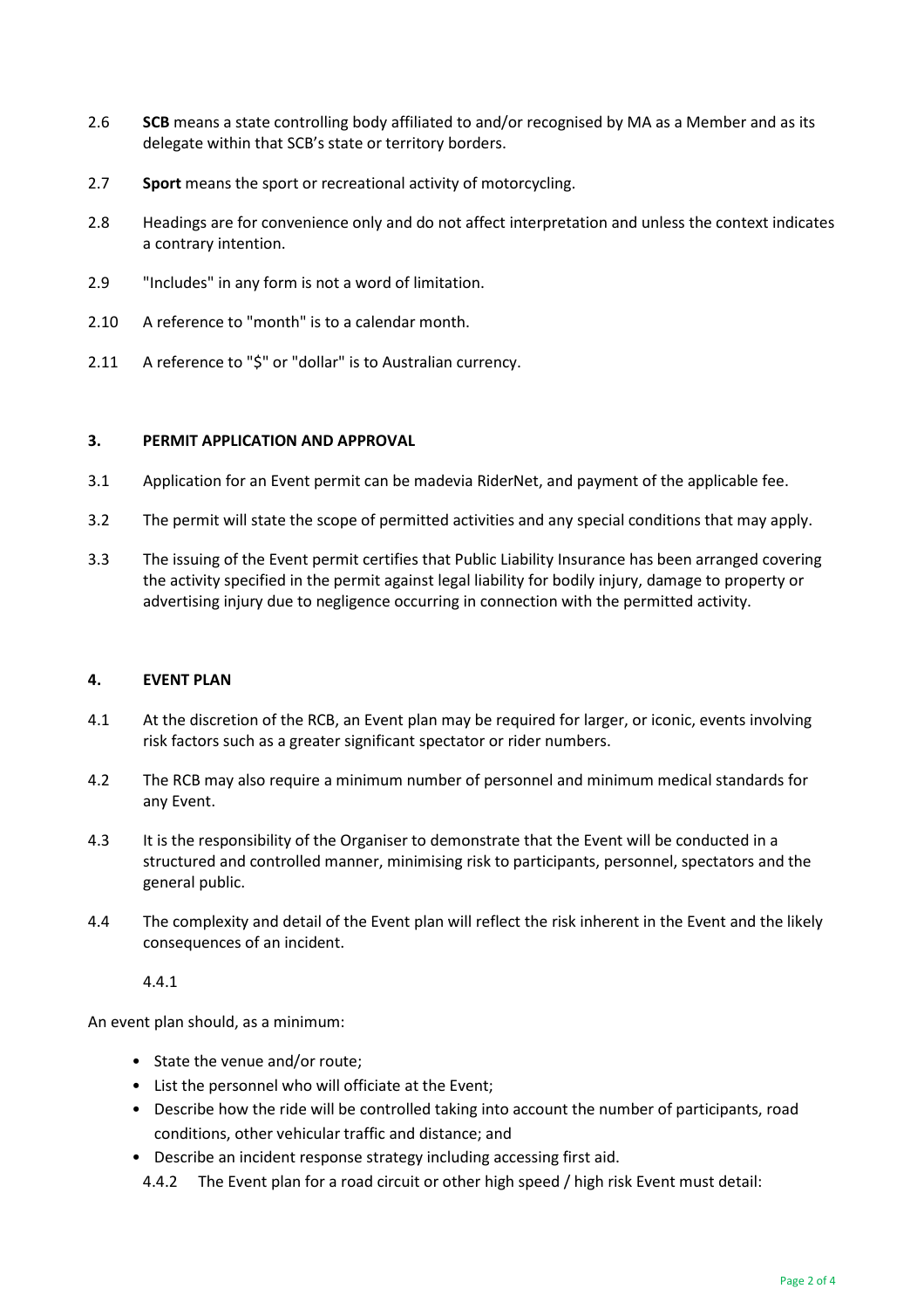2.6 **SCB** means a state controlling body affiliated to and/or recognised by MA as a Member and as its delegate within that SCB's state or territory borders.

2.7 **Sport** means the sport or recreational activity of motorcycling.

2.8 Headings are for convenience only and do not affect interpretation and unless the context indicates a contrary intention.

2.9 "Includes" in any form is not a word of limitation.

2.10 A reference to "month" is to a calendar month.

2.11 A reference to "$" or "dollar" is to Australian currency.

### 3. PERMIT APPLICATION AND APPROVAL

3.1 Application for an Event permit can be madevia RiderNet, and payment of the applicable fee.

3.2 The permit will state the scope of permitted activities and any special conditions that may apply.

3.3 The issuing of the Event permit certifies that Public Liability Insurance has been arranged covering the activity specified in the permit against legal liability for bodily injury, damage to property or advertising injury due to negligence occurring in connection with the permitted activity.

### 4. EVENT PLAN

4.1 At the discretion of the RCB, an Event plan may be required for larger, or iconic, events involving risk factors such as a greater significant spectator or rider numbers.

4.2 The RCB may also require a minimum number of personnel and minimum medical standards for any Event.

4.3 It is the responsibility of the Organiser to demonstrate that the Event will be conducted in a structured and controlled manner, minimising risk to participants, personnel, spectators and the general public.

4.4 The complexity and detail of the Event plan will reflect the risk inherent in the Event and the likely consequences of an incident.

4.4.1

An event plan should, as a minimum:

- State the venue and/or route;
- List the personnel who will officiate at the Event;
- Describe how the ride will be controlled taking into account the number of participants, road conditions, other vehicular traffic and distance; and
- Describe an incident response strategy including accessing first aid.

4.4.2 The Event plan for a road circuit or other high speed / high risk Event must detail: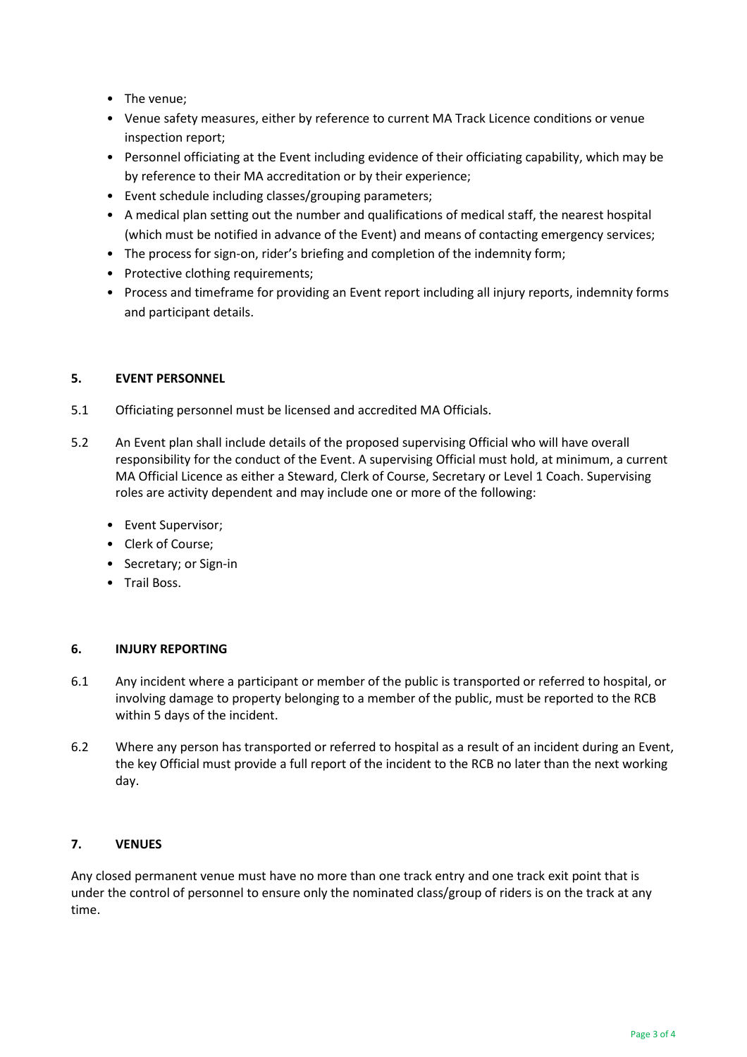- The venue;
- Venue safety measures, either by reference to current MA Track Licence conditions or venue inspection report;
- Personnel officiating at the Event including evidence of their officiating capability, which may be by reference to their MA accreditation or by their experience;
- Event schedule including classes/grouping parameters;
- A medical plan setting out the number and qualifications of medical staff, the nearest hospital (which must be notified in advance of the Event) and means of contacting emergency services;
- The process for sign-on, rider's briefing and completion of the indemnity form;
- Protective clothing requirements;
- Process and timeframe for providing an Event report including all injury reports, indemnity forms and participant details.

## 5. EVENT PERSONNEL

5.1 Officiating personnel must be licensed and accredited MA Officials.

5.2 An Event plan shall include details of the proposed supervising Official who will have overall responsibility for the conduct of the Event. A supervising Official must hold, at minimum, a current MA Official Licence as either a Steward, Clerk of Course, Secretary or Level 1 Coach. Supervising roles are activity dependent and may include one or more of the following:

- Event Supervisor;
- Clerk of Course;
- Secretary; or Sign-in
- Trail Boss.

## 6. INJURY REPORTING

6.1 Any incident where a participant or member of the public is transported or referred to hospital, or involving damage to property belonging to a member of the public, must be reported to the RCB within 5 days of the incident.

6.2 Where any person has transported or referred to hospital as a result of an incident during an Event, the key Official must provide a full report of the incident to the RCB no later than the next working day.

## 7. VENUES

Any closed permanent venue must have no more than one track entry and one track exit point that is under the control of personnel to ensure only the nominated class/group of riders is on the track at any time.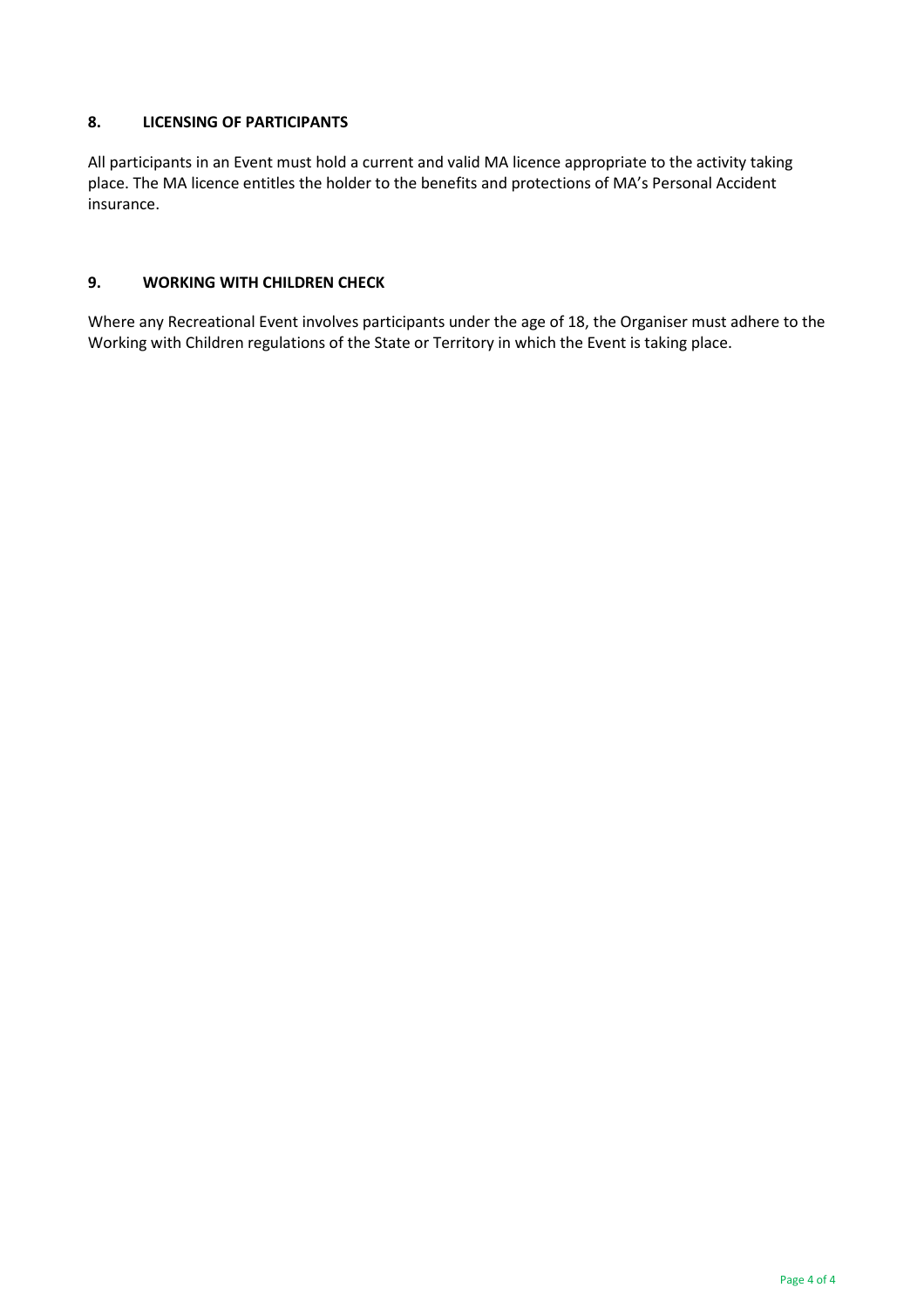## 8. LICENSING OF PARTICIPANTS

All participants in an Event must hold a current and valid MA licence appropriate to the activity taking place. The MA licence entitles the holder to the benefits and protections of MA's Personal Accident insurance.

## 9. WORKING WITH CHILDREN CHECK

Where any Recreational Event involves participants under the age of 18, the Organiser must adhere to the Working with Children regulations of the State or Territory in which the Event is taking place.